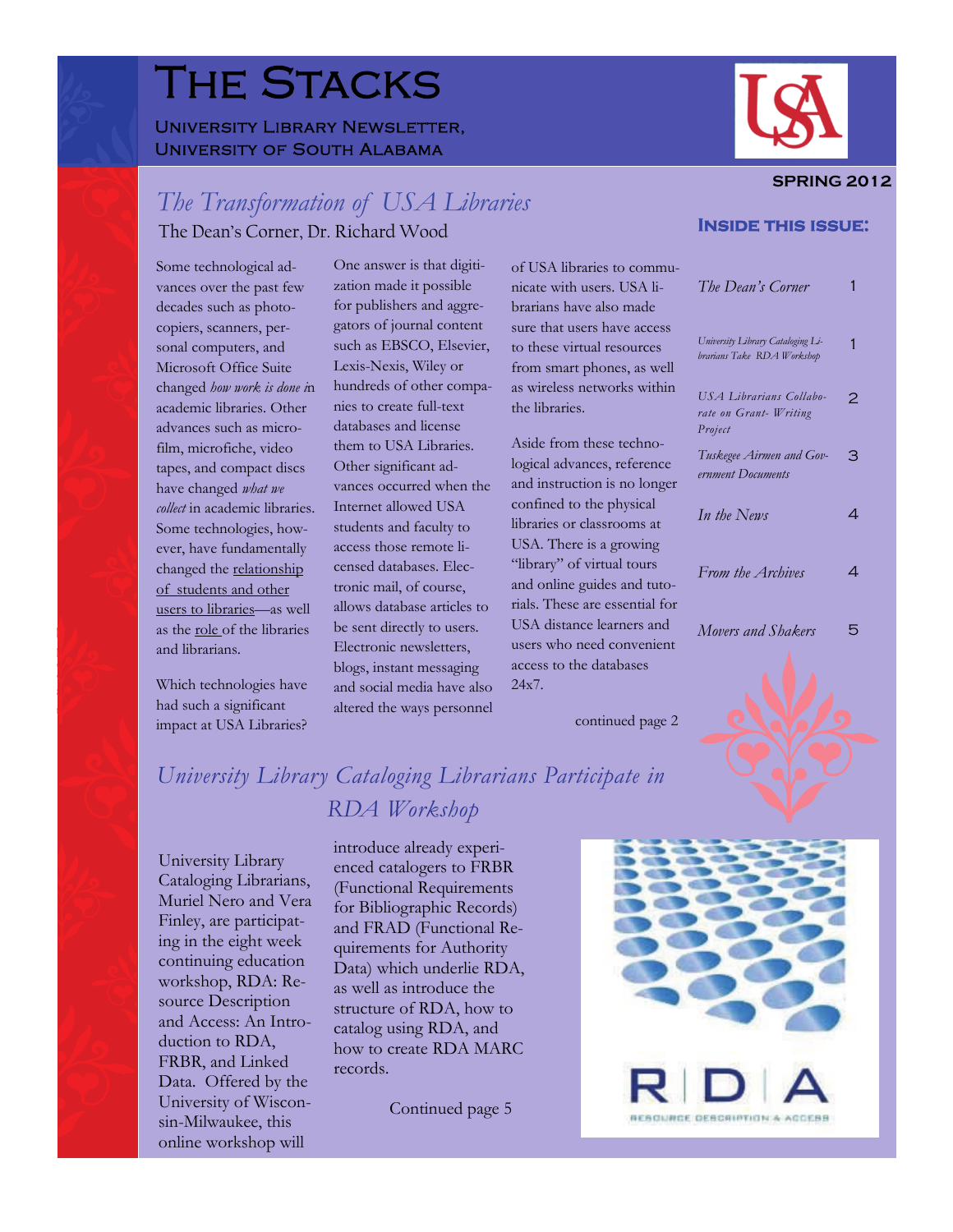# The Stacks

University Library Newsletter, University of South Alabama

**SPRING 2012**

## Inside this issue:

| | |
|---|---|
| *The Dean's Corner* | 1 |
| *University Library Cataloging Librarians Take RDA Workshop* | 1 |
| *USA Librarians Collaborate on Grant- Writing Project* | 2 |
| *Tuskegee Airmen and Government Documents* | 3 |
| *In the News* | 4 |
| *From the Archives* | 4 |
| *Movers and Shakers* | 5 |

## *The Transformation of USA Libraries*

The Dean's Corner, Dr. Richard Wood

Some technological advances over the past few decades such as photocopiers, scanners, personal computers, and Microsoft Office Suite changed *how work is done* in academic libraries. Other advances such as microfilm, microfiche, video tapes, and compact discs have changed *what we collect* in academic libraries. Some technologies, however, have fundamentally changed the relationship of students and other users to libraries—as well as the role of the libraries and librarians.

Which technologies have had such a significant impact at USA Libraries?

One answer is that digitization made it possible for publishers and aggregators of journal content such as EBSCO, Elsevier, Lexis-Nexis, Wiley or hundreds of other companies to create full-text databases and license them to USA Libraries. Other significant advances occurred when the Internet allowed USA students and faculty to access those remote licensed databases. Electronic mail, of course, allows database articles to be sent directly to users. Electronic newsletters, blogs, instant messaging and social media have also altered the ways personnel of USA libraries to communicate with users. USA librarians have also made sure that users have access to these virtual resources from smart phones, as well as wireless networks within the libraries.

Aside from these technological advances, reference and instruction is no longer confined to the physical libraries or classrooms at USA. There is a growing "library" of virtual tours and online guides and tutorials. These are essential for USA distance learners and users who need convenient access to the databases 24x7.

continued page 2

## *University Library Cataloging Librarians Participate in RDA Workshop*

University Library Cataloging Librarians, Muriel Nero and Vera Finley, are participating in the eight week continuing education workshop, RDA: Resource Description and Access: An Introduction to RDA, FRBR, and Linked Data. Offered by the University of Wisconsin-Milwaukee, this online workshop will introduce already experienced catalogers to FRBR (Functional Requirements for Bibliographic Records) and FRAD (Functional Requirements for Authority Data) which underlie RDA, as well as introduce the structure of RDA, how to catalog using RDA, and how to create RDA MARC records.

Continued page 5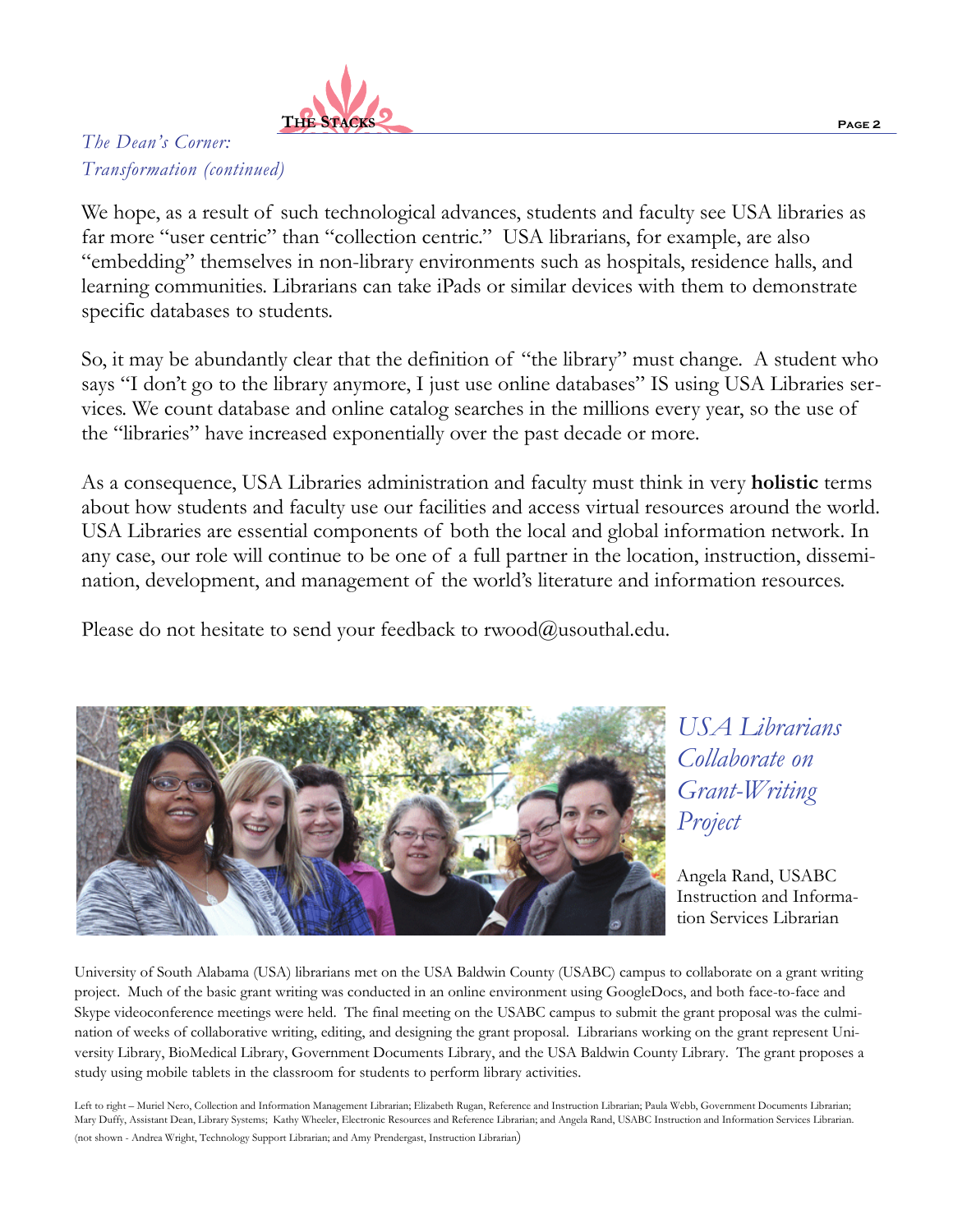*The Dean's Corner: Transformation (continued)*

We hope, as a result of such technological advances, students and faculty see USA libraries as far more "user centric" than "collection centric." USA librarians, for example, are also "embedding" themselves in non-library environments such as hospitals, residence halls, and learning communities. Librarians can take iPads or similar devices with them to demonstrate specific databases to students.

So, it may be abundantly clear that the definition of "the library" must change. A student who says "I don't go to the library anymore, I just use online databases" IS using USA Libraries services. We count database and online catalog searches in the millions every year, so the use of the "libraries" have increased exponentially over the past decade or more.

As a consequence, USA Libraries administration and faculty must think in very **holistic** terms about how students and faculty use our facilities and access virtual resources around the world. USA Libraries are essential components of both the local and global information network. In any case, our role will continue to be one of a full partner in the location, instruction, dissemination, development, and management of the world's literature and information resources.

Please do not hesitate to send your feedback to rwood@usouthal.edu.

## *USA Librarians Collaborate on Grant-Writing Project*

Angela Rand, USABC Instruction and Information Services Librarian

University of South Alabama (USA) librarians met on the USA Baldwin County (USABC) campus to collaborate on a grant writing project. Much of the basic grant writing was conducted in an online environment using GoogleDocs, and both face-to-face and Skype videoconference meetings were held. The final meeting on the USABC campus to submit the grant proposal was the culmination of weeks of collaborative writing, editing, and designing the grant proposal. Librarians working on the grant represent University Library, BioMedical Library, Government Documents Library, and the USA Baldwin County Library. The grant proposes a study using mobile tablets in the classroom for students to perform library activities.

Left to right – Muriel Nero, Collection and Information Management Librarian; Elizabeth Rugan, Reference and Instruction Librarian; Paula Webb, Government Documents Librarian; Mary Duffy, Assistant Dean, Library Systems; Kathy Wheeler, Electronic Resources and Reference Librarian; and Angela Rand, USABC Instruction and Information Services Librarian. (not shown - Andrea Wright, Technology Support Librarian; and Amy Prendergast, Instruction Librarian)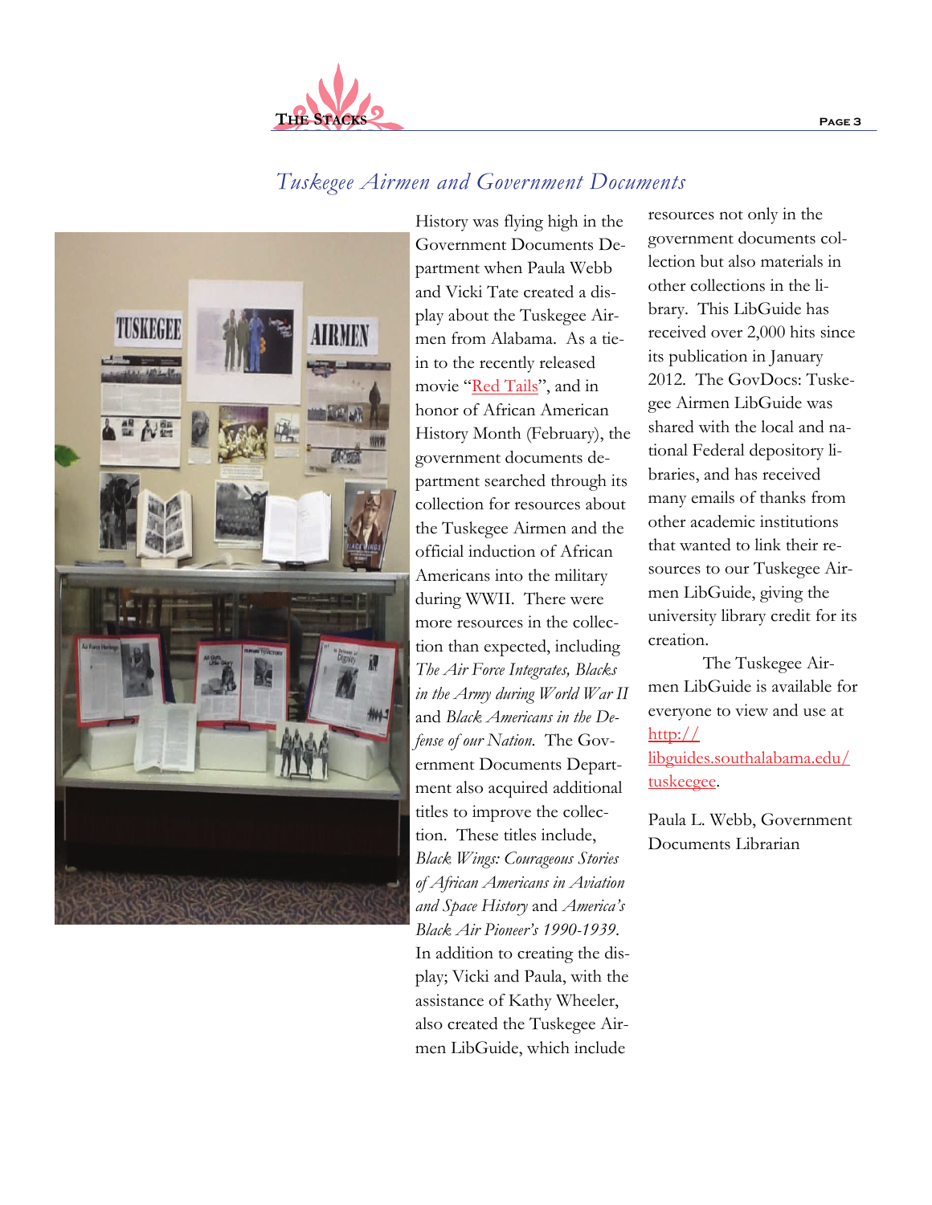## *Tuskegee Airmen and Government Documents*

History was flying high in the Government Documents Department when Paula Webb and Vicki Tate created a display about the Tuskegee Airmen from Alabama. As a tie-in to the recently released movie "Red Tails", and in honor of African American History Month (February), the government documents department searched through its collection for resources about the Tuskegee Airmen and the official induction of African Americans into the military during WWII. There were more resources in the collection than expected, including *The Air Force Integrates, Blacks in the Army during World War II* and *Black Americans in the Defense of our Nation*. The Government Documents Department also acquired additional titles to improve the collection. These titles include, *Black Wings: Courageous Stories of African Americans in Aviation and Space History* and *America's Black Air Pioneer's 1990-1939*. In addition to creating the display; Vicki and Paula, with the assistance of Kathy Wheeler, also created the Tuskegee Airmen LibGuide, which include resources not only in the government documents collection but also materials in other collections in the library. This LibGuide has received over 2,000 hits since its publication in January 2012. The GovDocs: Tuskegee Airmen LibGuide was shared with the local and national Federal depository libraries, and has received many emails of thanks from other academic institutions that wanted to link their resources to our Tuskegee Airmen LibGuide, giving the university library credit for its creation.

The Tuskegee Airmen LibGuide is available for everyone to view and use at http://libguides.southalabama.edu/tuskeegee.

Paula L. Webb, Government Documents Librarian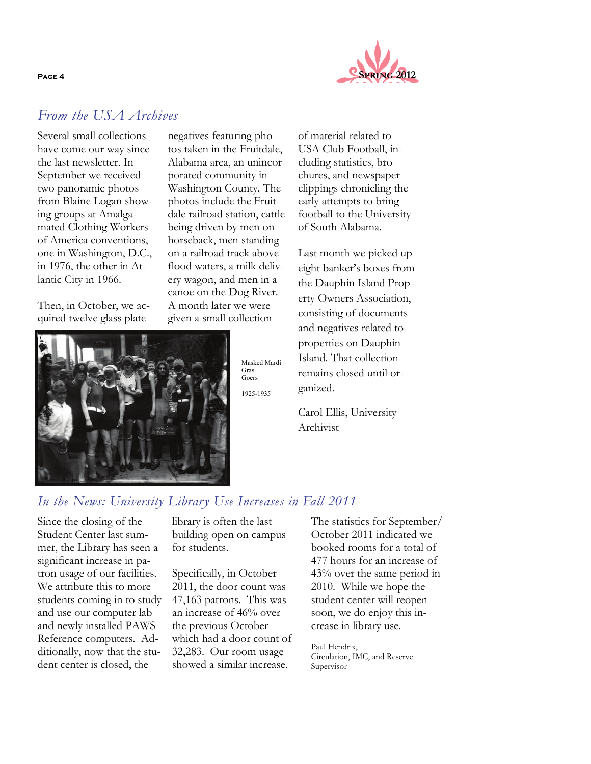## From the USA Archives

Several small collections have come our way since the last newsletter. In September we received two panoramic photos from Blaine Logan showing groups at Amalgamated Clothing Workers of America conventions, one in Washington, D.C., in 1976, the other in Atlantic City in 1966.

Then, in October, we acquired twelve glass plate negatives featuring photos taken in the Fruitdale, Alabama area, an unincorporated community in Washington County. The photos include the Fruitdale railroad station, cattle being driven by men on horseback, men standing on a railroad track above flood waters, a milk delivery wagon, and men in a canoe on the Dog River. A month later we were given a small collection of material related to USA Club Football, including statistics, brochures, and newspaper clippings chronicling the early attempts to bring football to the University of South Alabama.

Masked Mardi Gras Goers

1925-1935

Last month we picked up eight banker's boxes from the Dauphin Island Property Owners Association, consisting of documents and negatives related to properties on Dauphin Island. That collection remains closed until organized.

Carol Ellis, University Archivist

## In the News: University Library Use Increases in Fall 2011

Since the closing of the Student Center last summer, the Library has seen a significant increase in patron usage of our facilities. We attribute this to more students coming in to study and use our computer lab and newly installed PAWS Reference computers. Additionally, now that the student center is closed, the library is often the last building open on campus for students.

Specifically, in October 2011, the door count was 47,163 patrons. This was an increase of 46% over the previous October which had a door count of 32,283. Our room usage showed a similar increase.

The statistics for September/October 2011 indicated we booked rooms for a total of 477 hours for an increase of 43% over the same period in 2010. While we hope the student center will reopen soon, we do enjoy this increase in library use.

Paul Hendrix,
Circulation, IMC, and Reserve Supervisor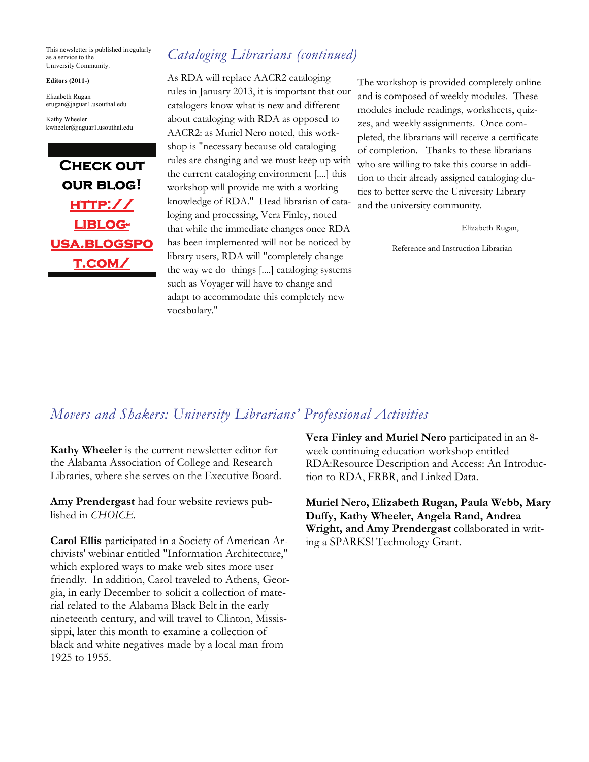This newsletter is published irregularly as a service to the University Community.

**Editors (2011-)**

Elizabeth Rugan
erugan@jaguar1.usouthal.edu

Kathy Wheeler
kwheeler@jaguar1.usouthal.edu

**CHECK OUT OUR BLOG! [HTTP://LIBLOG-USA.BLOGSPOT.COM/](http://liblog-usa.blogspot.com/)**

## *Cataloging Librarians (continued)*

As RDA will replace AACR2 cataloging rules in January 2013, it is important that our catalogers know what is new and different about cataloging with RDA as opposed to AACR2: as Muriel Nero noted, this workshop is "necessary because old cataloging rules are changing and we must keep up with the current cataloging environment [....] this workshop will provide me with a working knowledge of RDA." Head librarian of cataloging and processing, Vera Finley, noted that while the immediate changes once RDA has been implemented will not be noticed by library users, RDA will "completely change the way we do things [....] cataloging systems such as Voyager will have to change and adapt to accommodate this completely new vocabulary."

The workshop is provided completely online and is composed of weekly modules. These modules include readings, worksheets, quizzes, and weekly assignments. Once completed, the librarians will receive a certificate of completion. Thanks to these librarians who are willing to take this course in addition to their already assigned cataloging duties to better serve the University Library and the university community.

Elizabeth Rugan,

Reference and Instruction Librarian

## *Movers and Shakers: University Librarians' Professional Activities*

**Kathy Wheeler** is the current newsletter editor for the Alabama Association of College and Research Libraries, where she serves on the Executive Board.

**Amy Prendergast** had four website reviews published in *CHOICE*.

**Carol Ellis** participated in a Society of American Archivists' webinar entitled "Information Architecture," which explored ways to make web sites more user friendly. In addition, Carol traveled to Athens, Georgia, in early December to solicit a collection of material related to the Alabama Black Belt in the early nineteenth century, and will travel to Clinton, Mississippi, later this month to examine a collection of black and white negatives made by a local man from 1925 to 1955.

**Vera Finley and Muriel Nero** participated in an 8-week continuing education workshop entitled RDA:Resource Description and Access: An Introduction to RDA, FRBR, and Linked Data.

**Muriel Nero, Elizabeth Rugan, Paula Webb, Mary Duffy, Kathy Wheeler, Angela Rand, Andrea Wright, and Amy Prendergast** collaborated in writing a SPARKS! Technology Grant.